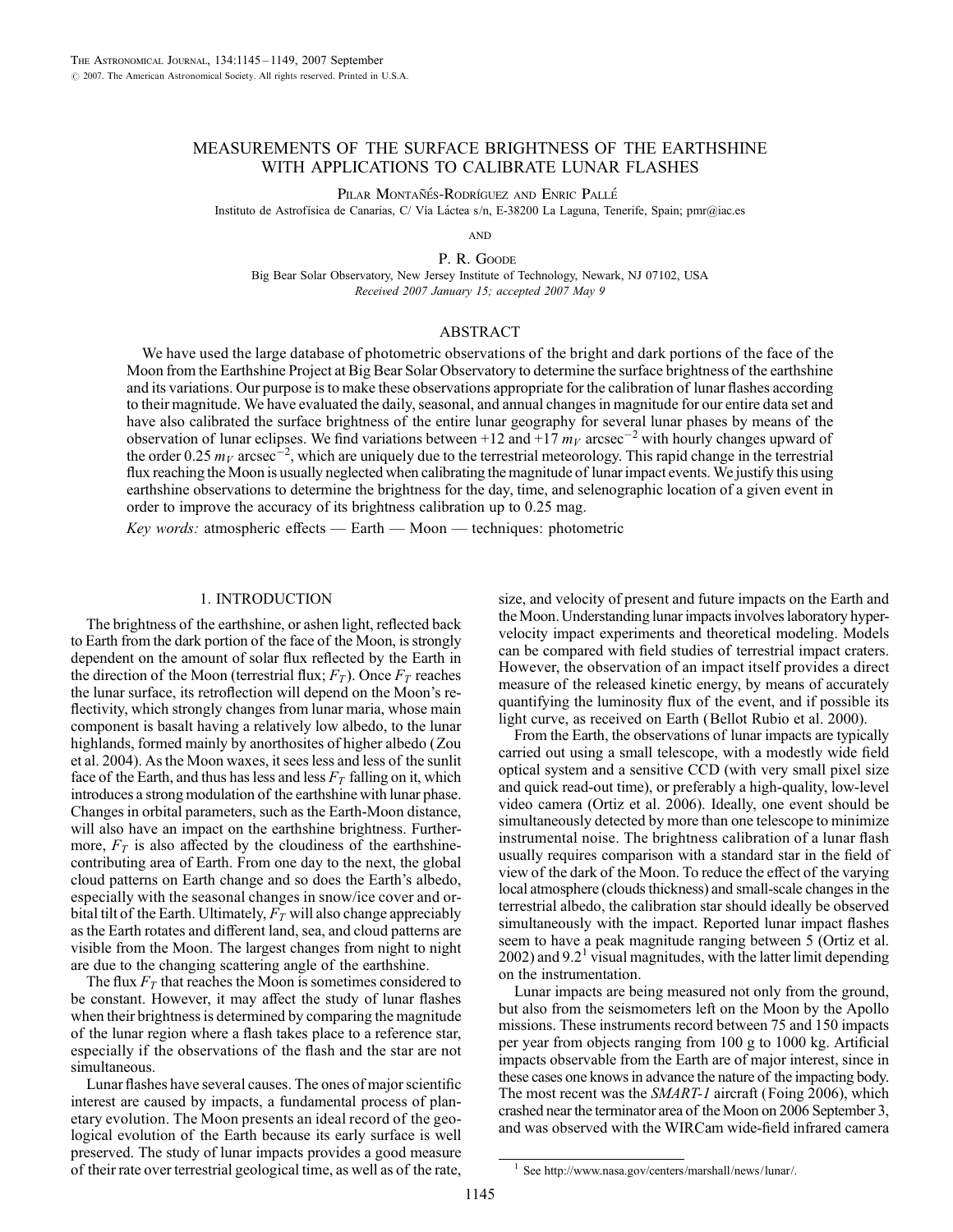# MEASUREMENTS OF THE SURFACE BRIGHTNESS OF THE EARTHSHINE WITH APPLICATIONS TO CALIBRATE LUNAR FLASHES

Pilar Montañés-Rodríguez and Enric Pallé

Instituto de Astrofísica de Canarias, C/ Vía Láctea s/n, E-38200 La Laguna, Tenerife, Spain; pmr@iac.es

and

P. R. Goode

Big Bear Solar Observatory, New Jersey Institute of Technology, Newark, NJ 07102, USA

*Received 2007 January 15; accepted 2007 May 9*

## ABSTRACT

We have used the large database of photometric observations of the bright and dark portions of the face of the Moon from the Earthshine Project at Big Bear Solar Observatory to determine the surface brightness of the earthshine and its variations. Our purpose is to make these observations appropriate for the calibration of lunar flashes according to their magnitude. We have evaluated the daily, seasonal, and annual changes in magnitude for our entire data set and have also calibrated the surface brightness of the entire lunar geography for several lunar phases by means of the observation of lunar eclipses. We find variations between +12 and +17 $m_V$ arcsec$^{-2}$ with hourly changes upward of the order 0.25 $m_V$ arcsec$^{-2}$, which are uniquely due to the terrestrial meteorology. This rapid change in the terrestrial flux reaching the Moon is usually neglected when calibrating the magnitude of lunar impact events. We justify this using earthshine observations to determine the brightness for the day, time, and selenographic location of a given event in order to improve the accuracy of its brightness calibration up to 0.25 mag.

*Key words:* atmospheric effects — Earth — Moon — techniques: photometric

## 1. INTRODUCTION

The brightness of the earthshine, or ashen light, reflected back to Earth from the dark portion of the face of the Moon, is strongly dependent on the amount of solar flux reflected by the Earth in the direction of the Moon (terrestrial flux; $F_T$). Once $F_T$ reaches the lunar surface, its retroflection will depend on the Moon's reflectivity, which strongly changes from lunar maria, whose main component is basalt having a relatively low albedo, to the lunar highlands, formed mainly by anorthosites of higher albedo (Zou et al. 2004). As the Moon waxes, it sees less and less of the sunlit face of the Earth, and thus has less and less $F_T$ falling on it, which introduces a strong modulation of the earthshine with lunar phase. Changes in orbital parameters, such as the Earth-Moon distance, will also have an impact on the earthshine brightness. Furthermore, $F_T$ is also affected by the cloudiness of the earthshine-contributing area of Earth. From one day to the next, the global cloud patterns on Earth change and so does the Earth's albedo, especially with the seasonal changes in snow/ice cover and orbital tilt of the Earth. Ultimately, $F_T$ will also change appreciably as the Earth rotates and different land, sea, and cloud patterns are visible from the Moon. The largest changes from night to night are due to the changing scattering angle of the earthshine.

The flux $F_T$ that reaches the Moon is sometimes considered to be constant. However, it may affect the study of lunar flashes when their brightness is determined by comparing the magnitude of the lunar region where a flash takes place to a reference star, especially if the observations of the flash and the star are not simultaneous.

Lunar flashes have several causes. The ones of major scientific interest are caused by impacts, a fundamental process of planetary evolution. The Moon presents an ideal record of the geological evolution of the Earth because its early surface is well preserved. The study of lunar impacts provides a good measure of their rate over terrestrial geological time, as well as of the rate, size, and velocity of present and future impacts on the Earth and the Moon. Understanding lunar impacts involves laboratory hypervelocity impact experiments and theoretical modeling. Models can be compared with field studies of terrestrial impact craters. However, the observation of an impact itself provides a direct measure of the released kinetic energy, by means of accurately quantifying the luminosity flux of the event, and if possible its light curve, as received on Earth (Bellot Rubio et al. 2000).

From the Earth, the observations of lunar impacts are typically carried out using a small telescope, with a modestly wide field optical system and a sensitive CCD (with very small pixel size and quick read-out time), or preferably a high-quality, low-level video camera (Ortiz et al. 2006). Ideally, one event should be simultaneously detected by more than one telescope to minimize instrumental noise. The brightness calibration of a lunar flash usually requires comparison with a standard star in the field of view of the dark of the Moon. To reduce the effect of the varying local atmosphere (clouds thickness) and small-scale changes in the terrestrial albedo, the calibration star should ideally be observed simultaneously with the impact. Reported lunar impact flashes seem to have a peak magnitude ranging between 5 (Ortiz et al. 2002) and 9.2[1] visual magnitudes, with the latter limit depending on the instrumentation.

Lunar impacts are being measured not only from the ground, but also from the seismometers left on the Moon by the Apollo missions. These instruments record between 75 and 150 impacts per year from objects ranging from 100 g to 1000 kg. Artificial impacts observable from the Earth are of major interest, since in these cases one knows in advance the nature of the impacting body. The most recent was the *SMART-1* aircraft (Foing 2006), which crashed near the terminator area of the Moon on 2006 September 3, and was observed with the WIRCam wide-field infrared camera

[1] See http://www.nasa.gov/centers/marshall/news/lunar/.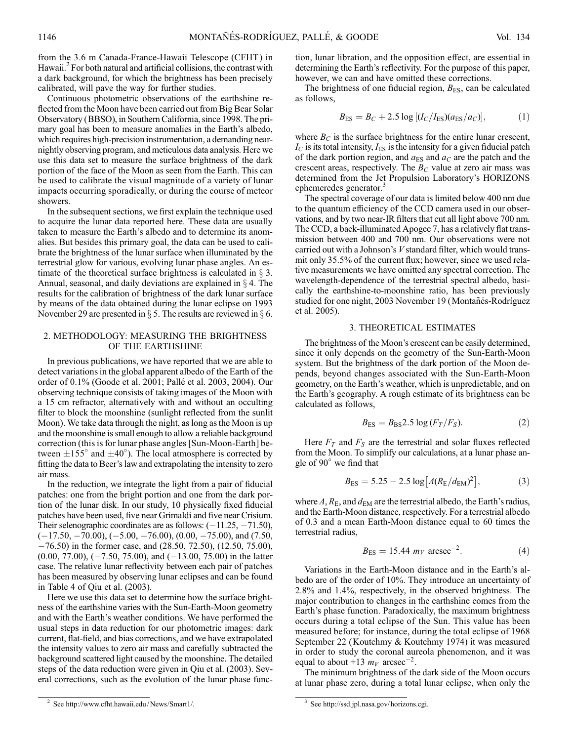from the 3.6 m Canada-France-Hawaii Telescope (CFHT) in Hawaii.[2] For both natural and artificial collisions, the contrast with a dark background, for which the brightness has been precisely calibrated, will pave the way for further studies.

Continuous photometric observations of the earthshine reflected from the Moon have been carried out from Big Bear Solar Observatory (BBSO), in Southern California, since 1998. The primary goal has been to measure anomalies in the Earth's albedo, which requires high-precision instrumentation, a demanding near-nightly observing program, and meticulous data analysis. Here we use this data set to measure the surface brightness of the dark portion of the face of the Moon as seen from the Earth. This can be used to calibrate the visual magnitude of a variety of lunar impacts occurring sporadically, or during the course of meteor showers.

In the subsequent sections, we first explain the technique used to acquire the lunar data reported here. These data are usually taken to measure the Earth's albedo and to determine its anomalies. But besides this primary goal, the data can be used to calibrate the brightness of the lunar surface when illuminated by the terrestrial glow for various, evolving lunar phase angles. An estimate of the theoretical surface brightness is calculated in § 3. Annual, seasonal, and daily deviations are explained in § 4. The results for the calibration of brightness of the dark lunar surface by means of the data obtained during the lunar eclipse on 1993 November 29 are presented in § 5. The results are reviewed in § 6.

## 2. METHODOLOGY: MEASURING THE BRIGHTNESS OF THE EARTHSHINE

In previous publications, we have reported that we are able to detect variations in the global apparent albedo of the Earth of the order of 0.1% (Goode et al. 2001; Pallé et al. 2003, 2004). Our observing technique consists of taking images of the Moon with a 15 cm refractor, alternatively with and without an occulting filter to block the moonshine (sunlight reflected from the sunlit Moon). We take data through the night, as long as the Moon is up and the moonshine is small enough to allow a reliable background correction (this is for lunar phase angles [Sun-Moon-Earth] between $\pm 155°$ and $\pm 40°$). The local atmosphere is corrected by fitting the data to Beer's law and extrapolating the intensity to zero air mass.

In the reduction, we integrate the light from a pair of fiducial patches: one from the bright portion and one from the dark portion of the lunar disk. In our study, 10 physically fixed fiducial patches have been used, five near Grimaldi and five near Crisium. Their selenographic coordinates are as follows: ($-11.25$, $-71.50$), ($-17.50$, $-70.00$), ($-5.00$, $-76.00$), (0.00, $-75.00$), and (7.50, $-76.50$) in the former case, and (28.50, 72.50), (12.50, 75.00), (0.00, 77.00), ($-7.50$, 75.00), and ($-13.00$, 75.00) in the latter case. The relative lunar reflectivity between each pair of patches has been measured by observing lunar eclipses and can be found in Table 4 of Qiu et al. (2003).

Here we use this data set to determine how the surface brightness of the earthshine varies with the Sun-Earth-Moon geometry and with the Earth's weather conditions. We have performed the usual steps in data reduction for our photometric images: dark current, flat-field, and bias corrections, and we have extrapolated the intensity values to zero air mass and carefully subtracted the background scattered light caused by the moonshine. The detailed steps of the data reduction were given in Qiu et al. (2003). Several corrections, such as the evolution of the lunar phase function, lunar libration, and the opposition effect, are essential in determining the Earth's reflectivity. For the purpose of this paper, however, we can and have omitted these corrections.

The brightness of one fiducial region, $B_{\rm ES}$, can be calculated as follows,

$$B_{\rm ES} = B_C + 2.5 \log\left[(I_C/I_{\rm ES})(a_{\rm ES}/a_C)\right], \tag{1}$$

where $B_C$ is the surface brightness for the entire lunar crescent, $I_C$ is its total intensity, $I_{\rm ES}$ is the intensity for a given fiducial patch of the dark portion region, and $a_{\rm ES}$ and $a_C$ are the patch and the crescent areas, respectively. The $B_C$ value at zero air mass was determined from the Jet Propulsion Laboratory's HORIZONS ephemeredes generator.[3]

The spectral coverage of our data is limited below 400 nm due to the quantum efficiency of the CCD camera used in our observations, and by two near-IR filters that cut all light above 700 nm. The CCD, a back-illuminated Apogee 7, has a relatively flat transmission between 400 and 700 nm. Our observations were not carried out with a Johnson's $V$ standard filter, which would transmit only 35.5% of the current flux; however, since we used relative measurements we have omitted any spectral correction. The wavelength-dependence of the terrestrial spectral albedo, basically the earthshine-to-moonshine ratio, has been previously studied for one night, 2003 November 19 (Montañés-Rodríguez et al. 2005).

## 3. THEORETICAL ESTIMATES

The brightness of the Moon's crescent can be easily determined, since it only depends on the geometry of the Sun-Earth-Moon system. But the brightness of the dark portion of the Moon depends, beyond changes associated with the Sun-Earth-Moon geometry, on the Earth's weather, which is unpredictable, and on the Earth's geography. A rough estimate of its brightness can be calculated as follows,

$$B_{\rm ES} = B_{\rm BS} 2.5 \log\left(F_T/F_S\right). \tag{2}$$

Here $F_T$ and $F_S$ are the terrestrial and solar fluxes reflected from the Moon. To simplify our calculations, at a lunar phase angle of 90° we find that

$$B_{\rm ES} = 5.25 - 2.5 \log\left[A(R_{\rm E}/d_{\rm EM})^2\right], \tag{3}$$

where $A$, $R_{\rm E}$, and $d_{\rm EM}$ are the terrestrial albedo, the Earth's radius, and the Earth-Moon distance, respectively. For a terrestrial albedo of 0.3 and a mean Earth-Moon distance equal to 60 times the terrestrial radius,

$$B_{\rm ES} = 15.44 \; m_V \; {\rm arcsec}^{-2}. \tag{4}$$

Variations in the Earth-Moon distance and in the Earth's albedo are of the order of 10%. They introduce an uncertainty of 2.8% and 1.4%, respectively, in the observed brightness. The major contribution to changes in the earthshine comes from the Earth's phase function. Paradoxically, the maximum brightness occurs during a total eclipse of the Sun. This value has been measured before; for instance, during the total eclipse of 1968 September 22 (Koutchmy & Koutchmy 1974) it was measured in order to study the coronal aureola phenomenon, and it was equal to about $+13 \; m_V \; {\rm arcsec}^{-2}$.

The minimum brightness of the dark side of the Moon occurs at lunar phase zero, during a total lunar eclipse, when only the

[2] See http://www.cfht.hawaii.edu/News/Smart1/.

[3] See http://ssd.jpl.nasa.gov/horizons.cgi.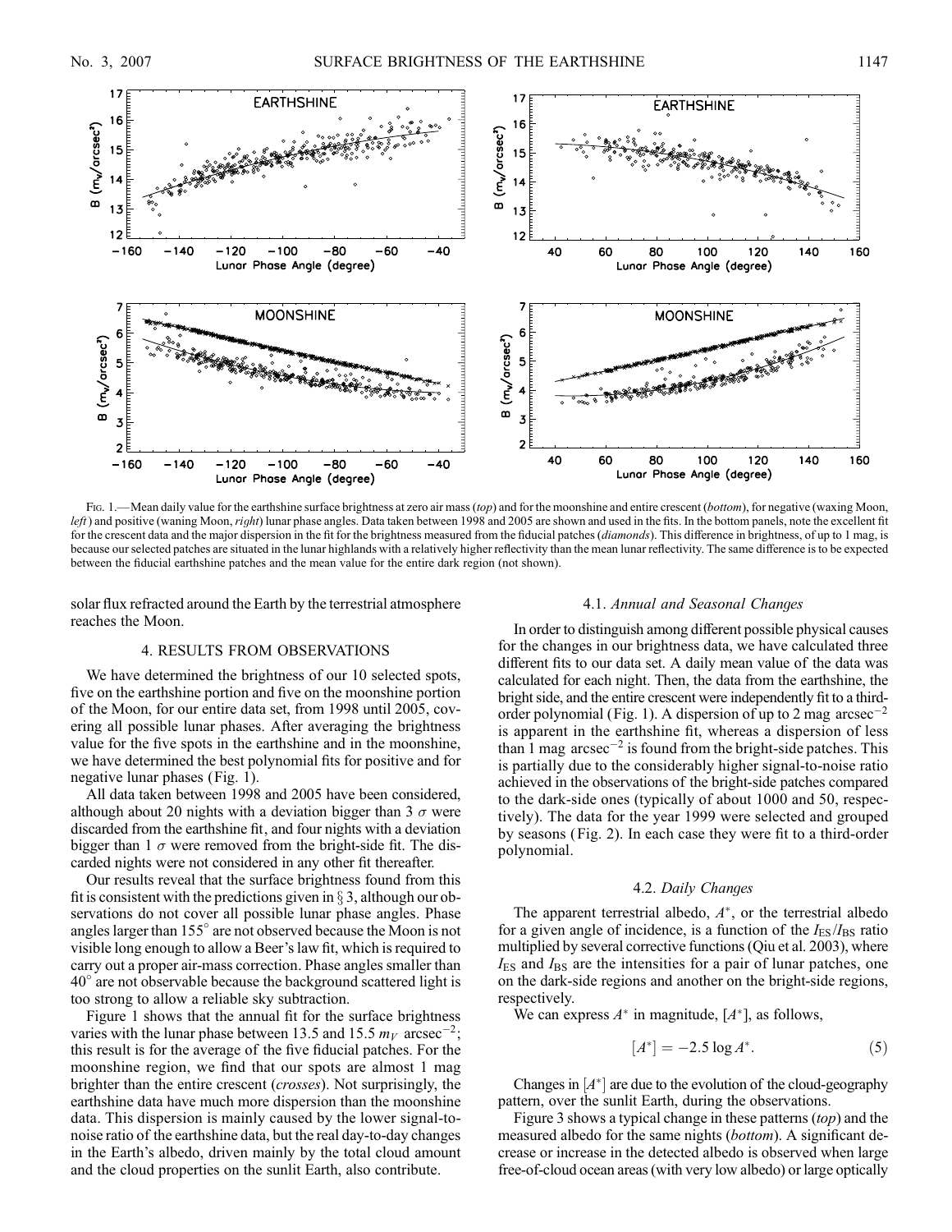Fig. 1.—Mean daily value for the earthshine surface brightness at zero air mass (*top*) and for the moonshine and entire crescent (*bottom*), for negative (waxing Moon, *left*) and positive (waning Moon, *right*) lunar phase angles. Data taken between 1998 and 2005 are shown and used in the fits. In the bottom panels, note the excellent fit for the crescent data and the major dispersion in the fit for the brightness measured from the fiducial patches (*diamonds*). This difference in brightness, of up to 1 mag, is because our selected patches are situated in the lunar highlands with a relatively higher reflectivity than the mean lunar reflectivity. The same difference is to be expected between the fiducial earthshine patches and the mean value for the entire dark region (not shown).

solar flux refracted around the Earth by the terrestrial atmosphere reaches the Moon.

## 4. RESULTS FROM OBSERVATIONS

We have determined the brightness of our 10 selected spots, five on the earthshine portion and five on the moonshine portion of the Moon, for our entire data set, from 1998 until 2005, covering all possible lunar phases. After averaging the brightness value for the five spots in the earthshine and in the moonshine, we have determined the best polynomial fits for positive and for negative lunar phases (Fig. 1).

All data taken between 1998 and 2005 have been considered, although about 20 nights with a deviation bigger than 3 $\sigma$ were discarded from the earthshine fit, and four nights with a deviation bigger than 1 $\sigma$ were removed from the bright-side fit. The discarded nights were not considered in any other fit thereafter.

Our results reveal that the surface brightness found from this fit is consistent with the predictions given in § 3, although our observations do not cover all possible lunar phase angles. Phase angles larger than 155° are not observed because the Moon is not visible long enough to allow a Beer's law fit, which is required to carry out a proper air-mass correction. Phase angles smaller than 40° are not observable because the background scattered light is too strong to allow a reliable sky subtraction.

Figure 1 shows that the annual fit for the surface brightness varies with the lunar phase between 13.5 and 15.5 $m_V$ arcsec$^{-2}$; this result is for the average of the five fiducial patches. For the moonshine region, we find that our spots are almost 1 mag brighter than the entire crescent (*crosses*). Not surprisingly, the earthshine data have much more dispersion than the moonshine data. This dispersion is mainly caused by the lower signal-to-noise ratio of the earthshine data, but the real day-to-day changes in the Earth's albedo, driven mainly by the total cloud amount and the cloud properties on the sunlit Earth, also contribute.

### 4.1. *Annual and Seasonal Changes*

In order to distinguish among different possible physical causes for the changes in our brightness data, we have calculated three different fits to our data set. A daily mean value of the data was calculated for each night. Then, the data from the earthshine, the bright side, and the entire crescent were independently fit to a third-order polynomial (Fig. 1). A dispersion of up to 2 mag arcsec$^{-2}$ is apparent in the earthshine fit, whereas a dispersion of less than 1 mag arcsec$^{-2}$ is found from the bright-side patches. This is partially due to the considerably higher signal-to-noise ratio achieved in the observations of the bright-side patches compared to the dark-side ones (typically of about 1000 and 50, respectively). The data for the year 1999 were selected and grouped by seasons (Fig. 2). In each case they were fit to a third-order polynomial.

### 4.2. *Daily Changes*

The apparent terrestrial albedo, $A^*$, or the terrestrial albedo for a given angle of incidence, is a function of the $I_{ES}/I_{BS}$ ratio multiplied by several corrective functions (Qiu et al. 2003), where $I_{ES}$ and $I_{BS}$ are the intensities for a pair of lunar patches, one on the dark-side regions and another on the bright-side regions, respectively.

We can express $A^*$ in magnitude, $[A^*]$, as follows,

$$[A^*] = -2.5 \log A^*. \tag{5}$$

Changes in $[A^*]$ are due to the evolution of the cloud-geography pattern, over the sunlit Earth, during the observations.

Figure 3 shows a typical change in these patterns (*top*) and the measured albedo for the same nights (*bottom*). A significant decrease or increase in the detected albedo is observed when large free-of-cloud ocean areas (with very low albedo) or large optically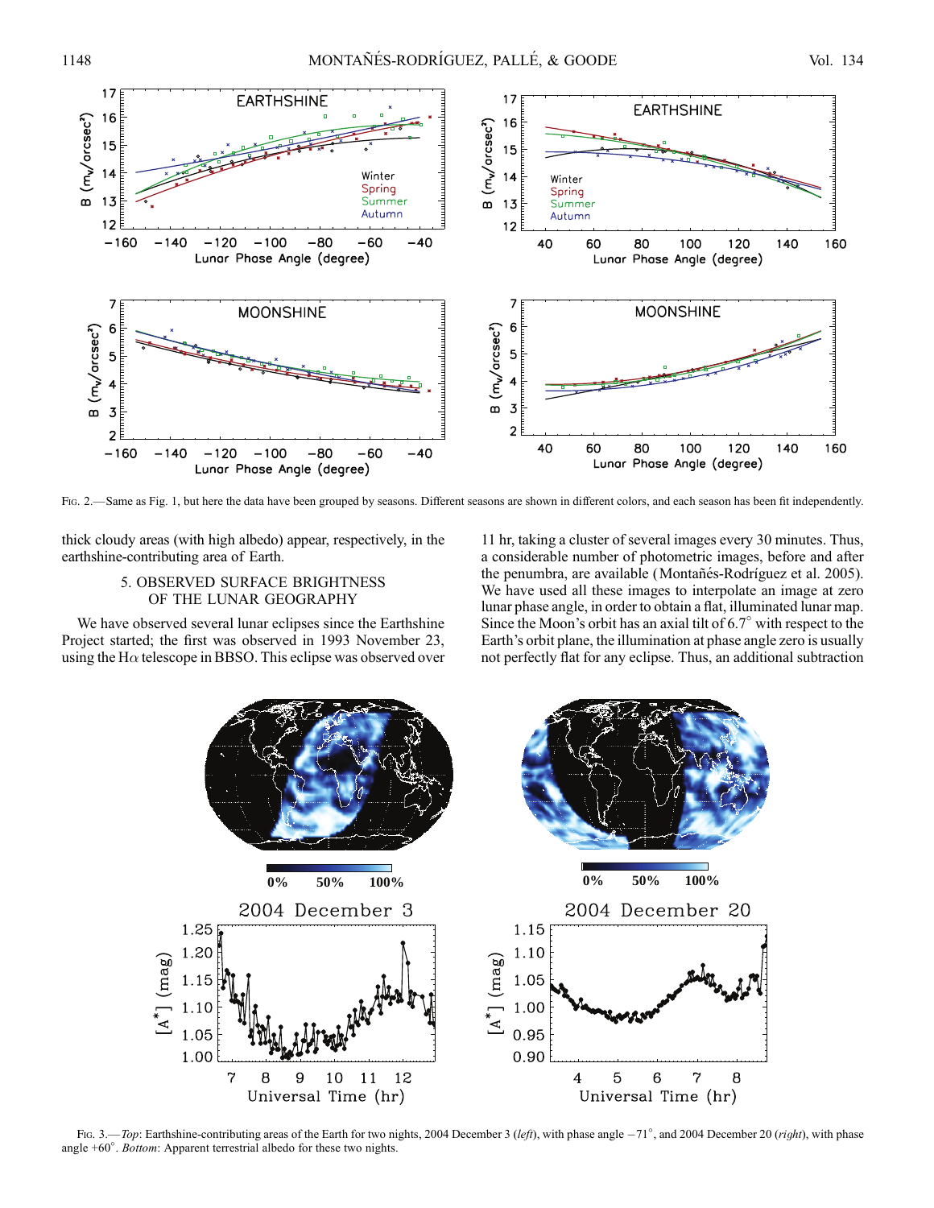Fig. 2.—Same as Fig. 1, but here the data have been grouped by seasons. Different seasons are shown in different colors, and each season has been fit independently.

thick cloudy areas (with high albedo) appear, respectively, in the earthshine-contributing area of Earth.

## 5. OBSERVED SURFACE BRIGHTNESS OF THE LUNAR GEOGRAPHY

We have observed several lunar eclipses since the Earthshine Project started; the first was observed in 1993 November 23, using the Hα telescope in BBSO. This eclipse was observed over 11 hr, taking a cluster of several images every 30 minutes. Thus, a considerable number of photometric images, before and after the penumbra, are available (Montañés-Rodríguez et al. 2005). We have used all these images to interpolate an image at zero lunar phase angle, in order to obtain a flat, illuminated lunar map. Since the Moon's orbit has an axial tilt of 6.7° with respect to the Earth's orbit plane, the illumination at phase angle zero is usually not perfectly flat for any eclipse. Thus, an additional subtraction

Fig. 3.—*Top*: Earthshine-contributing areas of the Earth for two nights, 2004 December 3 (*left*), with phase angle −71°, and 2004 December 20 (*right*), with phase angle +60°. *Bottom*: Apparent terrestrial albedo for these two nights.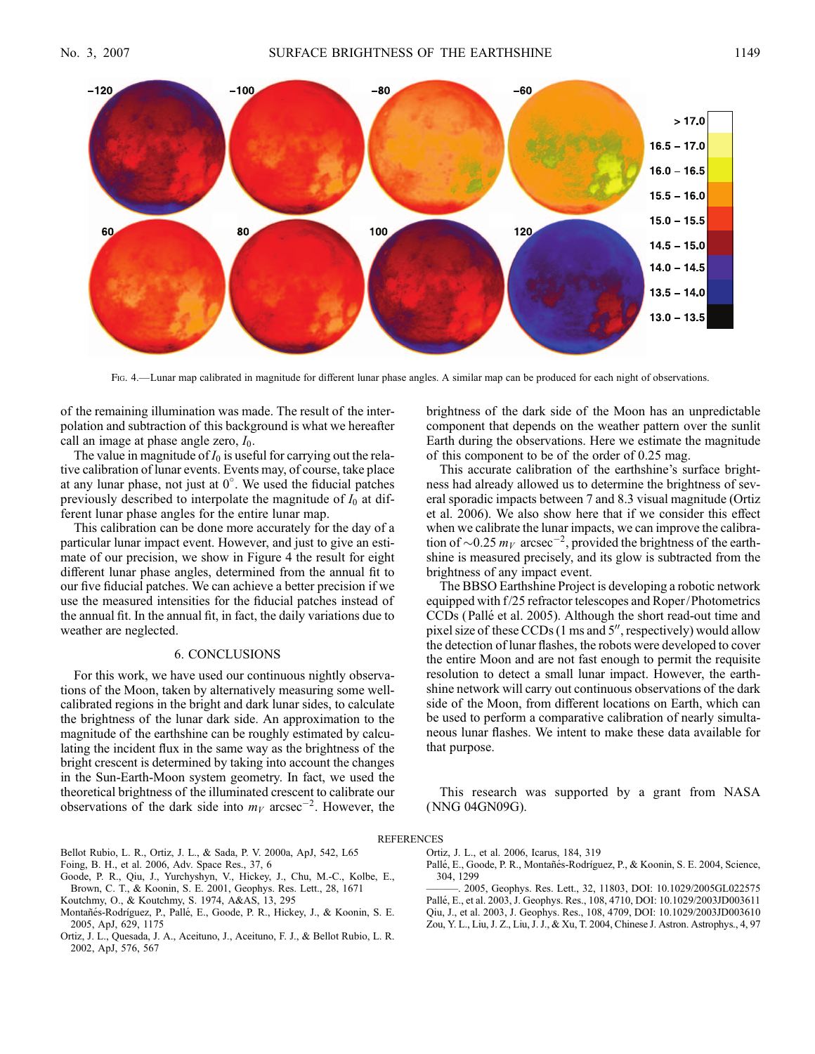-120 -100 -80 -60

60 80 100 120

> 17.0
16.5 – 17.0
16.0 – 16.5
15.5 – 16.0
15.0 – 15.5
14.5 – 15.0
14.0 – 14.5
13.5 – 14.0
13.0 – 13.5

FIG. 4.—Lunar map calibrated in magnitude for different lunar phase angles. A similar map can be produced for each night of observations.

of the remaining illumination was made. The result of the interpolation and subtraction of this background is what we hereafter call an image at phase angle zero, $I_0$.

The value in magnitude of $I_0$ is useful for carrying out the relative calibration of lunar events. Events may, of course, take place at any lunar phase, not just at 0°. We used the fiducial patches previously described to interpolate the magnitude of $I_0$ at different lunar phase angles for the entire lunar map.

This calibration can be done more accurately for the day of a particular lunar impact event. However, and just to give an estimate of our precision, we show in Figure 4 the result for eight different lunar phase angles, determined from the annual fit to our five fiducial patches. We can achieve a better precision if we use the measured intensities for the fiducial patches instead of the annual fit. In the annual fit, in fact, the daily variations due to weather are neglected.

## 6. CONCLUSIONS

For this work, we have used our continuous nightly observations of the Moon, taken by alternatively measuring some well-calibrated regions in the bright and dark lunar sides, to calculate the brightness of the lunar dark side. An approximation to the magnitude of the earthshine can be roughly estimated by calculating the incident flux in the same way as the brightness of the bright crescent is determined by taking into account the changes in the Sun-Earth-Moon system geometry. In fact, we used the theoretical brightness of the illuminated crescent to calibrate our observations of the dark side into $m_V$ arcsec$^{-2}$. However, the brightness of the dark side of the Moon has an unpredictable component that depends on the weather pattern over the sunlit Earth during the observations. Here we estimate the magnitude of this component to be of the order of 0.25 mag.

This accurate calibration of the earthshine's surface brightness had already allowed us to determine the brightness of several sporadic impacts between 7 and 8.3 visual magnitude (Ortiz et al. 2006). We also show here that if we consider this effect when we calibrate the lunar impacts, we can improve the calibration of ~0.25 $m_V$ arcsec$^{-2}$, provided the brightness of the earthshine is measured precisely, and its glow is subtracted from the brightness of any impact event.

The BBSO Earthshine Project is developing a robotic network equipped with f/25 refractor telescopes and Roper/Photometrics CCDs (Pallé et al. 2005). Although the short read-out time and pixel size of these CCDs (1 ms and 5″, respectively) would allow the detection of lunar flashes, the robots were developed to cover the entire Moon and are not fast enough to permit the requisite resolution to detect a small lunar impact. However, the earthshine network will carry out continuous observations of the dark side of the Moon, from different locations on Earth, which can be used to perform a comparative calibration of nearly simultaneous lunar flashes. We intent to make these data available for that purpose.

This research was supported by a grant from NASA (NNG 04GN09G).

## REFERENCES

Bellot Rubio, L. R., Ortiz, J. L., & Sada, P. V. 2000a, ApJ, 542, L65
Foing, B. H., et al. 2006, Adv. Space Res., 37, 6
Goode, P. R., Qiu, J., Yurchyshyn, V., Hickey, J., Chu, M.-C., Kolbe, E., Brown, C. T., & Koonin, S. E. 2001, Geophys. Res. Lett., 28, 1671
Koutchmy, O., & Koutchmy, S. 1974, A&AS, 13, 295
Montañés-Rodríguez, P., Pallé, E., Goode, P. R., Hickey, J., & Koonin, S. E. 2005, ApJ, 629, 1175
Ortiz, J. L., Quesada, J. A., Aceituno, J., Aceituno, F. J., & Bellot Rubio, L. R. 2002, ApJ, 576, 567
Ortiz, J. L., et al. 2006, Icarus, 184, 319
Pallé, E., Goode, P. R., Montañés-Rodríguez, P., & Koonin, S. E. 2004, Science, 304, 1299
———. 2005, Geophys. Res. Lett., 32, 11803, DOI: 10.1029/2005GL022575
Pallé, E., et al. 2003, J. Geophys. Res., 108, 4710, DOI: 10.1029/2003JD003611
Qiu, J., et al. 2003, J. Geophys. Res., 108, 4709, DOI: 10.1029/2003JD003610
Zou, Y. L., Liu, J. Z., Liu, J. J., & Xu, T. 2004, Chinese J. Astron. Astrophys., 4, 97